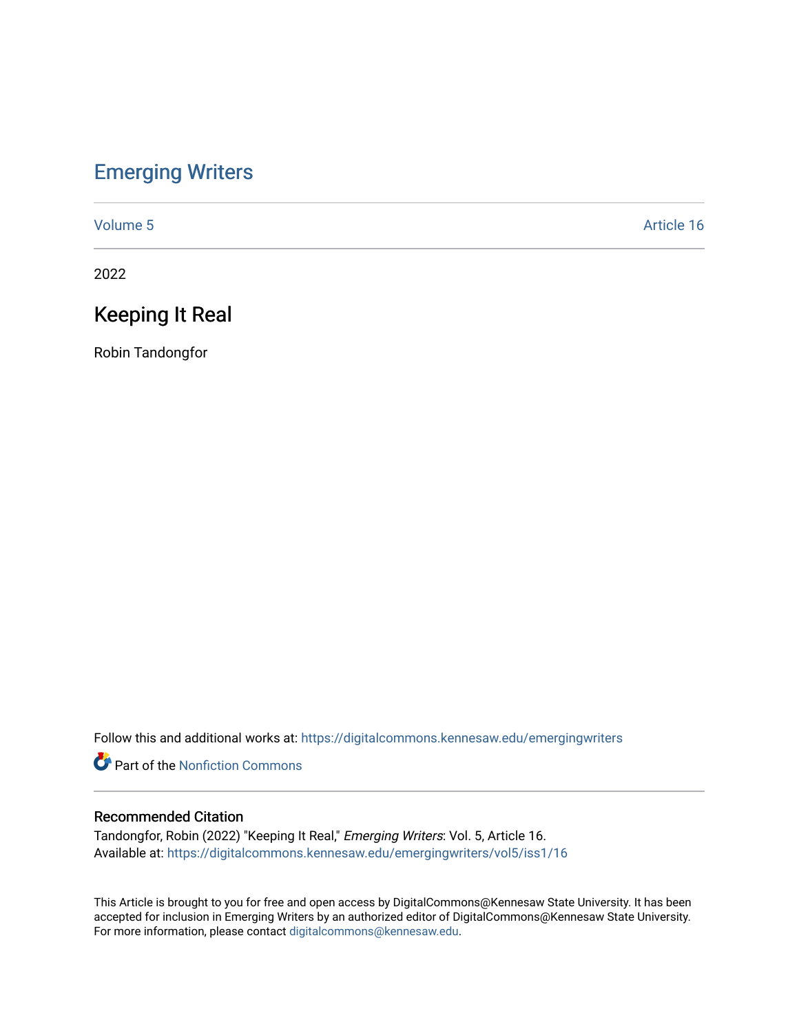# Emerging Writers

Volume 5 Article 16

2022

## Keeping It Real

Robin Tandongfor

Follow this and additional works at: https://digitalcommons.kennesaw.edu/emergingwriters

Part of the Nonfiction Commons

### Recommended Citation

Tandongfor, Robin (2022) "Keeping It Real," *Emerging Writers*: Vol. 5, Article 16.
Available at: https://digitalcommons.kennesaw.edu/emergingwriters/vol5/iss1/16

This Article is brought to you for free and open access by DigitalCommons@Kennesaw State University. It has been accepted for inclusion in Emerging Writers by an authorized editor of DigitalCommons@Kennesaw State University. For more information, please contact digitalcommons@kennesaw.edu.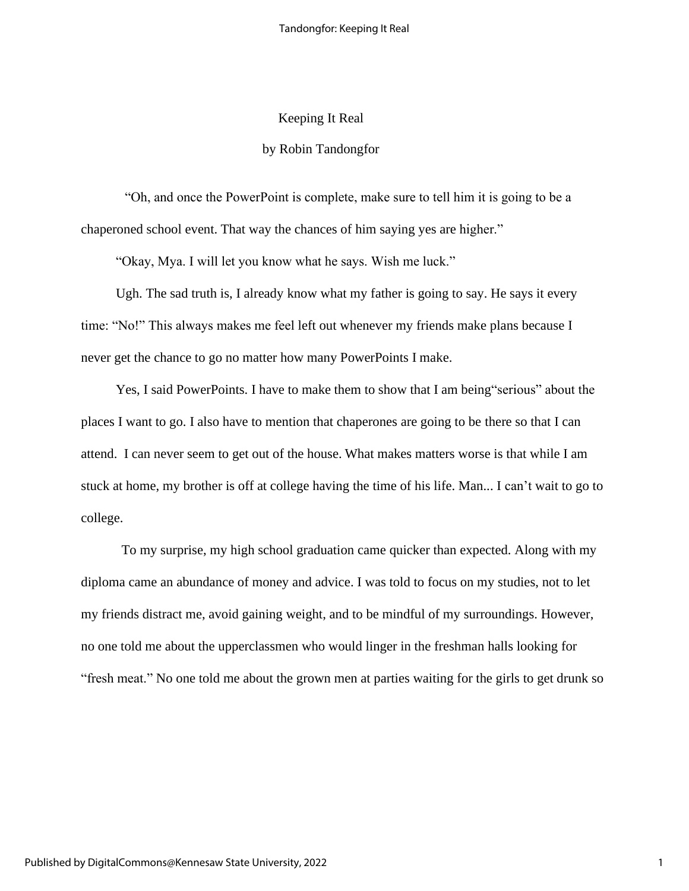# Keeping It Real

by Robin Tandongfor

"Oh, and once the PowerPoint is complete, make sure to tell him it is going to be a chaperoned school event. That way the chances of him saying yes are higher."

"Okay, Mya. I will let you know what he says. Wish me luck."

Ugh. The sad truth is, I already know what my father is going to say. He says it every time: "No!" This always makes me feel left out whenever my friends make plans because I never get the chance to go no matter how many PowerPoints I make.

Yes, I said PowerPoints. I have to make them to show that I am being"serious" about the places I want to go. I also have to mention that chaperones are going to be there so that I can attend. I can never seem to get out of the house. What makes matters worse is that while I am stuck at home, my brother is off at college having the time of his life. Man... I can't wait to go to college.

To my surprise, my high school graduation came quicker than expected. Along with my diploma came an abundance of money and advice. I was told to focus on my studies, not to let my friends distract me, avoid gaining weight, and to be mindful of my surroundings. However, no one told me about the upperclassmen who would linger in the freshman halls looking for "fresh meat." No one told me about the grown men at parties waiting for the girls to get drunk so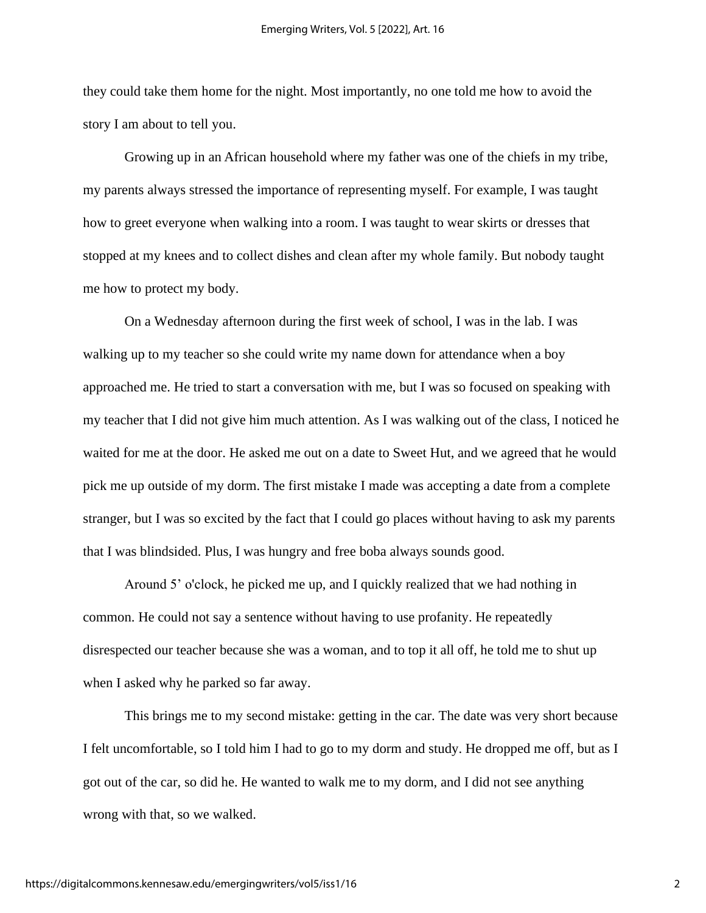they could take them home for the night. Most importantly, no one told me how to avoid the story I am about to tell you.

Growing up in an African household where my father was one of the chiefs in my tribe, my parents always stressed the importance of representing myself. For example, I was taught how to greet everyone when walking into a room. I was taught to wear skirts or dresses that stopped at my knees and to collect dishes and clean after my whole family. But nobody taught me how to protect my body.

On a Wednesday afternoon during the first week of school, I was in the lab. I was walking up to my teacher so she could write my name down for attendance when a boy approached me. He tried to start a conversation with me, but I was so focused on speaking with my teacher that I did not give him much attention. As I was walking out of the class, I noticed he waited for me at the door. He asked me out on a date to Sweet Hut, and we agreed that he would pick me up outside of my dorm. The first mistake I made was accepting a date from a complete stranger, but I was so excited by the fact that I could go places without having to ask my parents that I was blindsided. Plus, I was hungry and free boba always sounds good.

Around 5' o'clock, he picked me up, and I quickly realized that we had nothing in common. He could not say a sentence without having to use profanity. He repeatedly disrespected our teacher because she was a woman, and to top it all off, he told me to shut up when I asked why he parked so far away.

This brings me to my second mistake: getting in the car. The date was very short because I felt uncomfortable, so I told him I had to go to my dorm and study. He dropped me off, but as I got out of the car, so did he. He wanted to walk me to my dorm, and I did not see anything wrong with that, so we walked.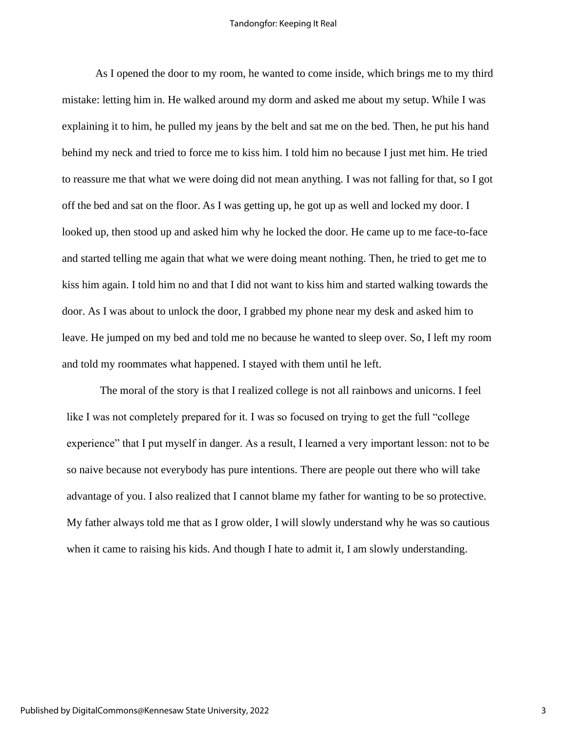As I opened the door to my room, he wanted to come inside, which brings me to my third mistake: letting him in. He walked around my dorm and asked me about my setup. While I was explaining it to him, he pulled my jeans by the belt and sat me on the bed. Then, he put his hand behind my neck and tried to force me to kiss him. I told him no because I just met him. He tried to reassure me that what we were doing did not mean anything. I was not falling for that, so I got off the bed and sat on the floor. As I was getting up, he got up as well and locked my door. I looked up, then stood up and asked him why he locked the door. He came up to me face-to-face and started telling me again that what we were doing meant nothing. Then, he tried to get me to kiss him again. I told him no and that I did not want to kiss him and started walking towards the door. As I was about to unlock the door, I grabbed my phone near my desk and asked him to leave. He jumped on my bed and told me no because he wanted to sleep over. So, I left my room and told my roommates what happened. I stayed with them until he left.

The moral of the story is that I realized college is not all rainbows and unicorns. I feel like I was not completely prepared for it. I was so focused on trying to get the full "college experience" that I put myself in danger. As a result, I learned a very important lesson: not to be so naive because not everybody has pure intentions. There are people out there who will take advantage of you. I also realized that I cannot blame my father for wanting to be so protective. My father always told me that as I grow older, I will slowly understand why he was so cautious when it came to raising his kids. And though I hate to admit it, I am slowly understanding.